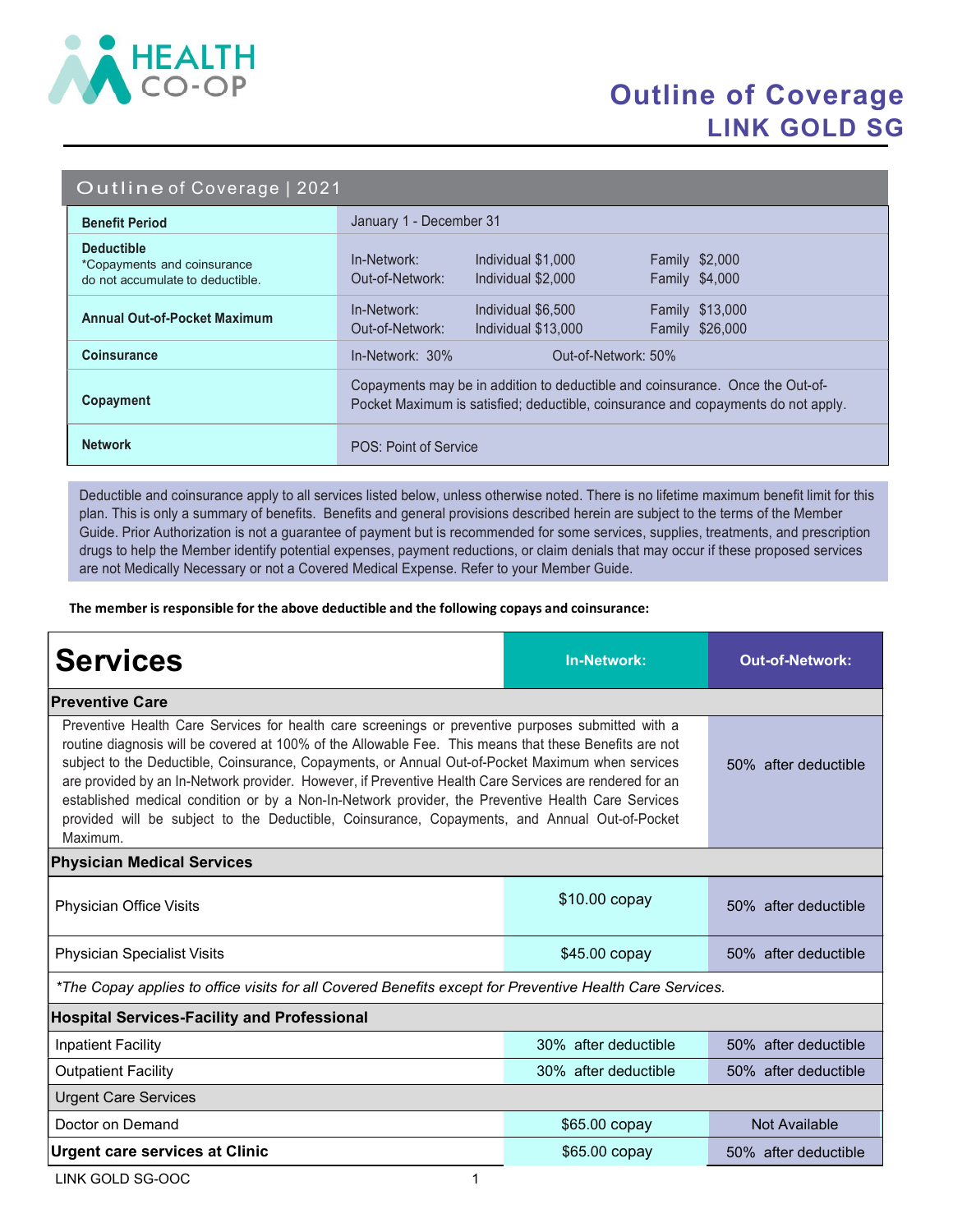HEALTH CO-OP

# Outline of Coverage
## LINK GOLD SG

### Outline of Coverage | 2021

| | | | |
|---|---|---|---|
| **Benefit Period** | January 1 - December 31 | | |
| **Deductible**<br>*Copayments and coinsurance do not accumulate to deductible. | In-Network:<br>Out-of-Network: | Individual $1,000<br>Individual $2,000 | Family $2,000<br>Family $4,000 |
| **Annual Out-of-Pocket Maximum** | In-Network:<br>Out-of-Network: | Individual $6,500<br>Individual $13,000 | Family $13,000<br>Family $26,000 |
| **Coinsurance** | In-Network: 30% | Out-of-Network: 50% | |
| **Copayment** | Copayments may be in addition to deductible and coinsurance. Once the Out-of-Pocket Maximum is satisfied; deductible, coinsurance and copayments do not apply. | | |
| **Network** | POS: Point of Service | | |

Deductible and coinsurance apply to all services listed below, unless otherwise noted. There is no lifetime maximum benefit limit for this plan. This is only a summary of benefits. Benefits and general provisions described herein are subject to the terms of the Member Guide. Prior Authorization is not a guarantee of payment but is recommended for some services, supplies, treatments, and prescription drugs to help the Member identify potential expenses, payment reductions, or claim denials that may occur if these proposed services are not Medically Necessary or not a Covered Medical Expense. Refer to your Member Guide.

**The member is responsible for the above deductible and the following copays and coinsurance:**

| Services | In-Network: | Out-of-Network: |
|---|---|---|
| **Preventive Care** | | |
| Preventive Health Care Services for health care screenings or preventive purposes submitted with a routine diagnosis will be covered at 100% of the Allowable Fee. This means that these Benefits are not subject to the Deductible, Coinsurance, Copayments, or Annual Out-of-Pocket Maximum when services are provided by an In-Network provider. However, if Preventive Health Care Services are rendered for an established medical condition or by a Non-In-Network provider, the Preventive Health Care Services provided will be subject to the Deductible, Coinsurance, Copayments, and Annual Out-of-Pocket Maximum. | | 50% after deductible |
| **Physician Medical Services** | | |
| Physician Office Visits | $10.00 copay | 50% after deductible |
| Physician Specialist Visits | $45.00 copay | 50% after deductible |
| *\*The Copay applies to office visits for all Covered Benefits except for Preventive Health Care Services.* | | |
| **Hospital Services-Facility and Professional** | | |
| Inpatient Facility | 30% after deductible | 50% after deductible |
| Outpatient Facility | 30% after deductible | 50% after deductible |
| Urgent Care Services | | |
| Doctor on Demand | $65.00 copay | Not Available |
| **Urgent care services at Clinic** | $65.00 copay | 50% after deductible |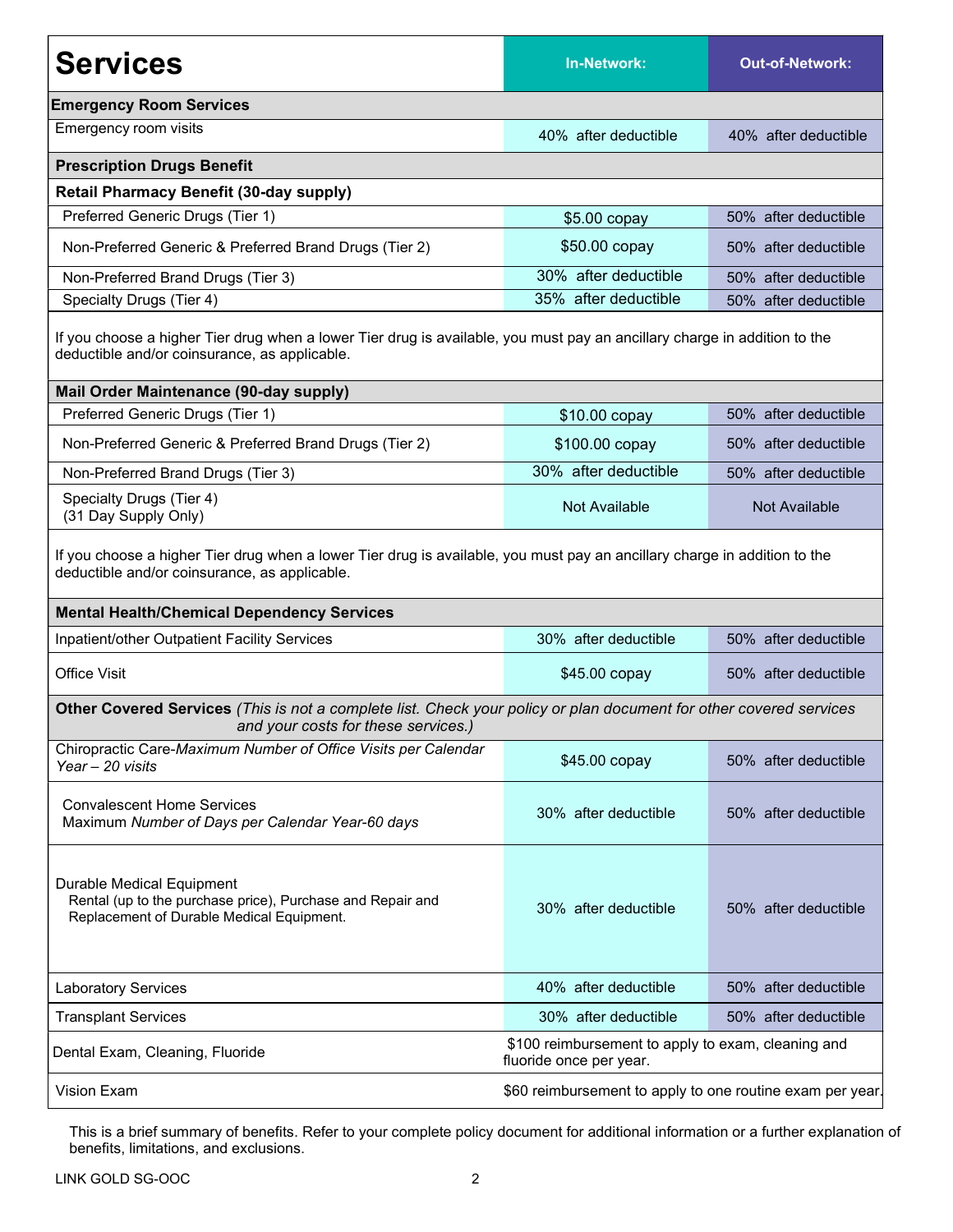| Services | In-Network: | Out-of-Network: |
|---|---|---|
| **Emergency Room Services** | | |
| Emergency room visits | 40% after deductible | 40% after deductible |
| **Prescription Drugs Benefit** | | |
| **Retail Pharmacy Benefit (30-day supply)** | | |
| Preferred Generic Drugs (Tier 1) | $5.00 copay | 50% after deductible |
| Non-Preferred Generic & Preferred Brand Drugs (Tier 2) | $50.00 copay | 50% after deductible |
| Non-Preferred Brand Drugs (Tier 3) | 30% after deductible | 50% after deductible |
| Specialty Drugs (Tier 4) | 35% after deductible | 50% after deductible |
| If you choose a higher Tier drug when a lower Tier drug is available, you must pay an ancillary charge in addition to the deductible and/or coinsurance, as applicable. | | |
| **Mail Order Maintenance (90-day supply)** | | |
| Preferred Generic Drugs (Tier 1) | $10.00 copay | 50% after deductible |
| Non-Preferred Generic & Preferred Brand Drugs (Tier 2) | $100.00 copay | 50% after deductible |
| Non-Preferred Brand Drugs (Tier 3) | 30% after deductible | 50% after deductible |
| Specialty Drugs (Tier 4) (31 Day Supply Only) | Not Available | Not Available |
| If you choose a higher Tier drug when a lower Tier drug is available, you must pay an ancillary charge in addition to the deductible and/or coinsurance, as applicable. | | |
| **Mental Health/Chemical Dependency Services** | | |
| Inpatient/other Outpatient Facility Services | 30% after deductible | 50% after deductible |
| Office Visit | $45.00 copay | 50% after deductible |
| **Other Covered Services** *(This is not a complete list. Check your policy or plan document for other covered services and your costs for these services.)* | | |
| Chiropractic Care-*Maximum Number of Office Visits per Calendar Year – 20 visits* | $45.00 copay | 50% after deductible |
| Convalescent Home Services Maximum *Number of Days per Calendar Year-60 days* | 30% after deductible | 50% after deductible |
| Durable Medical Equipment Rental (up to the purchase price), Purchase and Repair and Replacement of Durable Medical Equipment. | 30% after deductible | 50% after deductible |
| Laboratory Services | 40% after deductible | 50% after deductible |
| Transplant Services | 30% after deductible | 50% after deductible |
| Dental Exam, Cleaning, Fluoride | $100 reimbursement to apply to exam, cleaning and fluoride once per year. | |
| Vision Exam | $60 reimbursement to apply to one routine exam per year. | |

This is a brief summary of benefits. Refer to your complete policy document for additional information or a further explanation of benefits, limitations, and exclusions.

LINK GOLD SG-OOC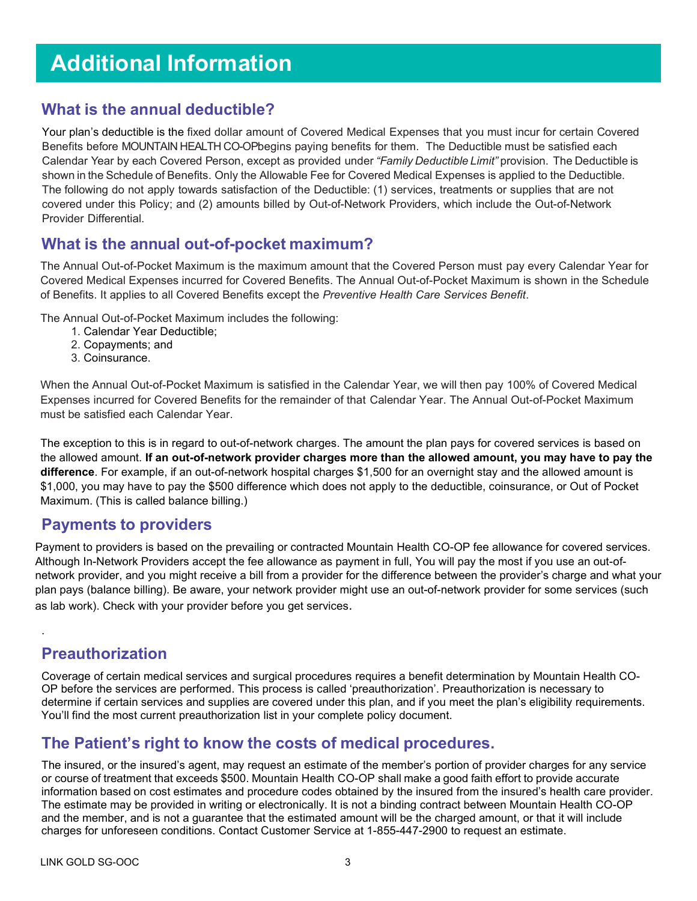# Additional Information

## What is the annual deductible?

Your plan's deductible is the fixed dollar amount of Covered Medical Expenses that you must incur for certain Covered Benefits before MOUNTAIN HEALTH CO-OPbegins paying benefits for them. The Deductible must be satisfied each Calendar Year by each Covered Person, except as provided under *"Family Deductible Limit"* provision. The Deductible is shown in the Schedule of Benefits. Only the Allowable Fee for Covered Medical Expenses is applied to the Deductible. The following do not apply towards satisfaction of the Deductible: (1) services, treatments or supplies that are not covered under this Policy; and (2) amounts billed by Out-of-Network Providers, which include the Out-of-Network Provider Differential.

## What is the annual out-of-pocket maximum?

The Annual Out-of-Pocket Maximum is the maximum amount that the Covered Person must pay every Calendar Year for Covered Medical Expenses incurred for Covered Benefits. The Annual Out-of-Pocket Maximum is shown in the Schedule of Benefits. It applies to all Covered Benefits except the *Preventive Health Care Services Benefit*.

The Annual Out-of-Pocket Maximum includes the following:

1. Calendar Year Deductible;
2. Copayments; and
3. Coinsurance.

When the Annual Out-of-Pocket Maximum is satisfied in the Calendar Year, we will then pay 100% of Covered Medical Expenses incurred for Covered Benefits for the remainder of that Calendar Year. The Annual Out-of-Pocket Maximum must be satisfied each Calendar Year.

The exception to this is in regard to out-of-network charges. The amount the plan pays for covered services is based on the allowed amount. **If an out-of-network provider charges more than the allowed amount, you may have to pay the difference**. For example, if an out-of-network hospital charges $1,500 for an overnight stay and the allowed amount is $1,000, you may have to pay the $500 difference which does not apply to the deductible, coinsurance, or Out of Pocket Maximum. (This is called balance billing.)

## Payments to providers

Payment to providers is based on the prevailing or contracted Mountain Health CO-OP fee allowance for covered services. Although In-Network Providers accept the fee allowance as payment in full, You will pay the most if you use an out-of-network provider, and you might receive a bill from a provider for the difference between the provider's charge and what your plan pays (balance billing). Be aware, your network provider might use an out-of-network provider for some services (such as lab work). Check with your provider before you get services.

## Preauthorization

Coverage of certain medical services and surgical procedures requires a benefit determination by Mountain Health CO-OP before the services are performed. This process is called 'preauthorization'. Preauthorization is necessary to determine if certain services and supplies are covered under this plan, and if you meet the plan's eligibility requirements. You'll find the most current preauthorization list in your complete policy document.

## The Patient's right to know the costs of medical procedures.

The insured, or the insured's agent, may request an estimate of the member's portion of provider charges for any service or course of treatment that exceeds $500. Mountain Health CO-OP shall make a good faith effort to provide accurate information based on cost estimates and procedure codes obtained by the insured from the insured's health care provider. The estimate may be provided in writing or electronically. It is not a binding contract between Mountain Health CO-OP and the member, and is not a guarantee that the estimated amount will be the charged amount, or that it will include charges for unforeseen conditions. Contact Customer Service at 1-855-447-2900 to request an estimate.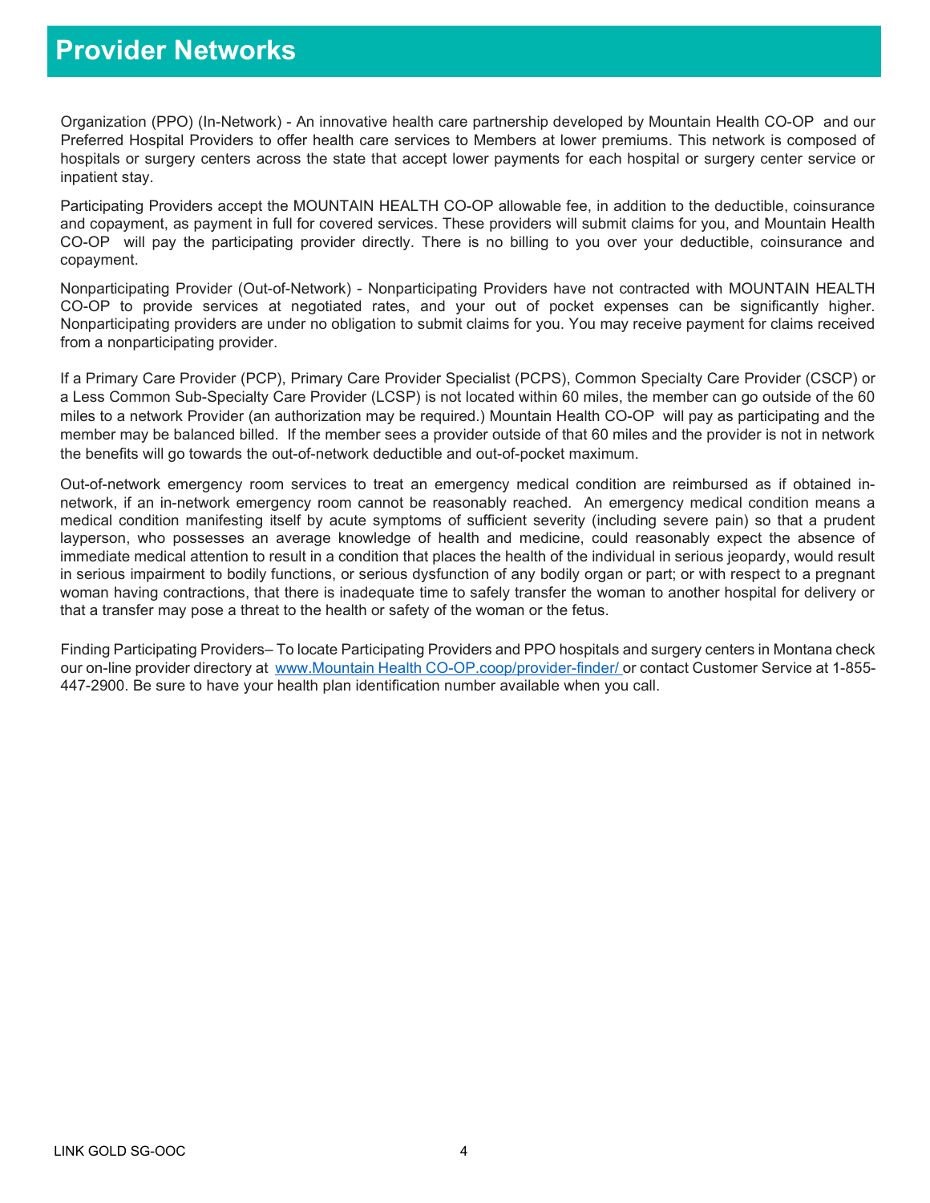# Provider Networks

Organization (PPO) (In-Network) - An innovative health care partnership developed by Mountain Health CO-OP and our Preferred Hospital Providers to offer health care services to Members at lower premiums. This network is composed of hospitals or surgery centers across the state that accept lower payments for each hospital or surgery center service or inpatient stay.

Participating Providers accept the MOUNTAIN HEALTH CO-OP allowable fee, in addition to the deductible, coinsurance and copayment, as payment in full for covered services. These providers will submit claims for you, and Mountain Health CO-OP will pay the participating provider directly. There is no billing to you over your deductible, coinsurance and copayment.

Nonparticipating Provider (Out-of-Network) - Nonparticipating Providers have not contracted with MOUNTAIN HEALTH CO-OP to provide services at negotiated rates, and your out of pocket expenses can be significantly higher. Nonparticipating providers are under no obligation to submit claims for you. You may receive payment for claims received from a nonparticipating provider.

If a Primary Care Provider (PCP), Primary Care Provider Specialist (PCPS), Common Specialty Care Provider (CSCP) or a Less Common Sub-Specialty Care Provider (LCSP) is not located within 60 miles, the member can go outside of the 60 miles to a network Provider (an authorization may be required.) Mountain Health CO-OP will pay as participating and the member may be balanced billed. If the member sees a provider outside of that 60 miles and the provider is not in network the benefits will go towards the out-of-network deductible and out-of-pocket maximum.

Out-of-network emergency room services to treat an emergency medical condition are reimbursed as if obtained in-network, if an in-network emergency room cannot be reasonably reached. An emergency medical condition means a medical condition manifesting itself by acute symptoms of sufficient severity (including severe pain) so that a prudent layperson, who possesses an average knowledge of health and medicine, could reasonably expect the absence of immediate medical attention to result in a condition that places the health of the individual in serious jeopardy, would result in serious impairment to bodily functions, or serious dysfunction of any bodily organ or part; or with respect to a pregnant woman having contractions, that there is inadequate time to safely transfer the woman to another hospital for delivery or that a transfer may pose a threat to the health or safety of the woman or the fetus.

Finding Participating Providers– To locate Participating Providers and PPO hospitals and surgery centers in Montana check our on-line provider directory at [www.Mountain Health CO-OP.coop/provider-finder/](www.Mountain Health CO-OP.coop/provider-finder/) or contact Customer Service at 1-855-447-2900. Be sure to have your health plan identification number available when you call.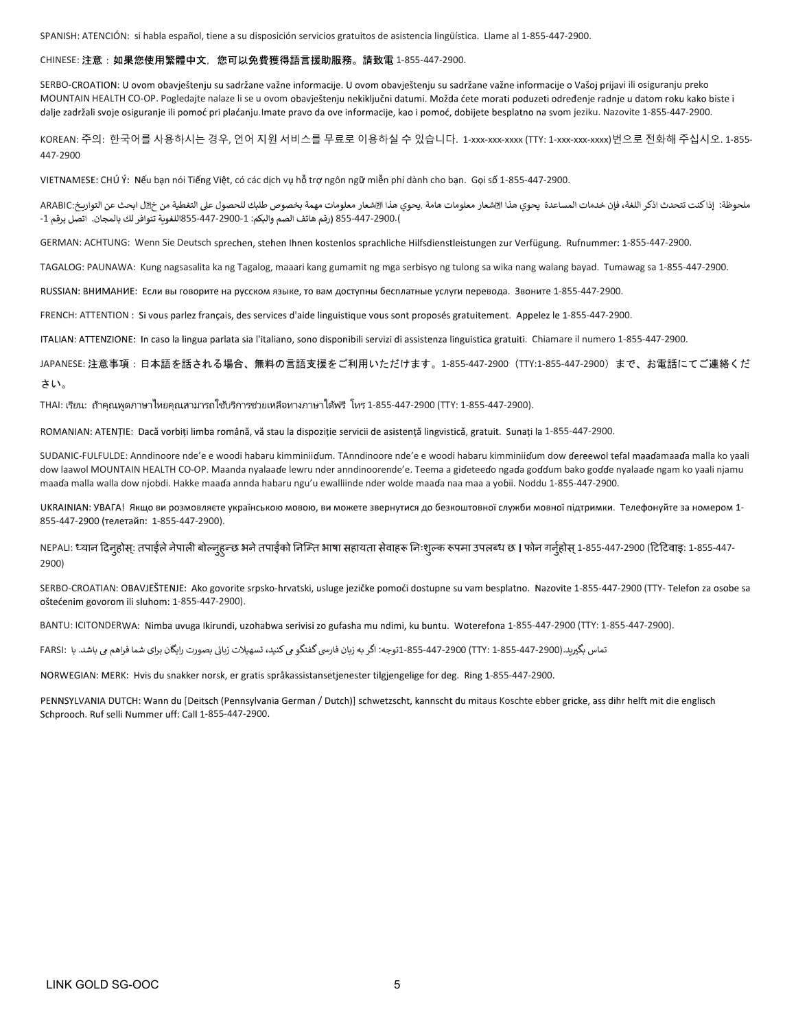SPANISH: ATENCIÓN: si habla español, tiene a su disposición servicios gratuitos de asistencia lingüística. Llame al 1-855-447-2900.

CHINESE: **注意：如果您使用繁體中文，您可以免費獲得語言援助服務。請致電** 1-855-447-2900.

SERBO-CROATION: U ovom obavještenju su sadržane važne informacije. U ovom obavještenju su sadržane važne informacije o Vašoj prijavi ili osiguranju preko MOUNTAIN HEALTH CO-OP. Pogledajte nalaze li se u ovom obavještenju nekiključni datumi. Možda ćete morati poduzeti određenje radnje u datom roku kako biste i dalje zadržali svoje osiguranje ili pomoć pri plaćanju.Imate pravo da ove informacije, kao i pomoć, dobijete besplatno na svom jeziku. Nazovite 1-855-447-2900.

KOREAN: 주의: 한국어를 사용하시는 경우, 언어 지원 서비스를 무료로 이용하실 수 있습니다. 1-xxx-xxx-xxxx (TTY: 1-xxx-xxx-xxxx)번으로 전화해 주십시오. 1-855-447-2900

VIETNAMESE: CHÚ Ý: Nếu bạn nói Tiếng Việt, có các dịch vụ hỗ trợ ngôn ngữ miễn phí dành cho bạn. Gọi số 1-855-447-2900.

ARABIC: ملحوظة: إذا كنت تتحدث اذكر اللغة، فإن خدمات المساعدة يحوي هذا الإشعار معلومات هامة .يحوي هذا الإشعار معلومات مهمة بخصوص طلبك للحصول على التغطية من خلال ابحث عن التواريخ اللغوية تتوافر لك بالمجان. اتصل برقم 1-855-447-2900 (رقم هاتف الصم والبكم: 1-855-447-2900).

GERMAN: ACHTUNG: Wenn Sie Deutsch sprechen, stehen Ihnen kostenlos sprachliche Hilfsdienstleistungen zur Verfügung. Rufnummer: 1-855-447-2900.

TAGALOG: PAUNAWA: Kung nagsasalita ka ng Tagalog, maaari kang gumamit ng mga serbisyo ng tulong sa wika nang walang bayad. Tumawag sa 1-855-447-2900.

RUSSIAN: ВНИМАНИЕ: Если вы говорите на русском языке, то вам доступны бесплатные услуги перевода. Звоните 1-855-447-2900.

FRENCH: ATTENTION : Si vous parlez français, des services d'aide linguistique vous sont proposés gratuitement. Appelez le 1-855-447-2900.

ITALIAN: ATTENZIONE: In caso la lingua parlata sia l'italiano, sono disponibili servizi di assistenza linguistica gratuiti. Chiamare il numero 1-855-447-2900.

JAPANESE: 注意事項：日本語を話される場合、無料の言語支援をご利用いただけます。1-855-447-2900（TTY:1-855-447-2900）まで、お電話にてご連絡ください。

THAI: เรียน: ถ้าคุณพูดภาษาไทยคุณสามารถใช้บริการช่วยเหลือทางภาษาได้ฟรี โทร 1-855-447-2900 (TTY: 1-855-447-2900).

ROMANIAN: ATENȚIE: Dacă vorbiți limba română, vă stau la dispoziție servicii de asistență lingvistică, gratuit. Sunați la 1-855-447-2900.

SUDANIC-FULFULDE: Anndinoore nde'e e woodi habaru kimminiiɗum. TAnndinoore nde'e e woodi habaru kimminiiɗum dow ɗereewol tefal maaɗamaaɗa malla ko yaali dow laawol MOUNTAIN HEALTH CO-OP. Maanda nyalaaɗe lewru nder anndinoorende'e. Teema a giɗeteeɗo ngaɗa goɗɗum bako goɗɗe nyalaaɗe ngam ko yaali njamu maaɗa malla walla dow njobdi. Hakke maaɗa annda habaru ngu'u ewalliinde nder wolde maaɗa naa maa a yoɓii. Noddu 1-855-447-2900.

UKRAINIAN: УВАГА! Якщо ви розмовляєте українською мовою, ви можете звернутися до безкоштовної служби мовної підтримки. Телефонуйте за номером 1-855-447-2900 (телетайп: 1-855-447-2900).

NEPALI: ध्यान दिनुहोस्: तपाईंले नेपाली बोल्नुहुन्छ भने तपाईंको निम्ति भाषा सहायता सेवाहरू निःशुल्क रूपमा उपलब्ध छ । फोन गर्नुहोस् 1-855-447-2900 (टिटिवाइ: 1-855-447-2900)

SERBO-CROATIAN: OBAVJEŠTENJE: Ako govorite srpsko-hrvatski, usluge jezičke pomoći dostupne su vam besplatno. Nazovite 1-855-447-2900 (TTY- Telefon za osobe sa oštećenim govorom ili sluhom: 1-855-447-2900).

BANTU: ICITONDERWA: Nimba uvuga Ikirundi, uzohabwa serivisi zo gufasha mu ndimi, ku buntu. Woterefona 1-855-447-2900 (TTY: 1-855-447-2900).

FARSI: توجه: اگر به زبان فارسی گفتگو می کنید، تسهیلات زبانی بصورت رایگان برای شما فراهم می باشد. با 1-855-447-2900 (TTY: 1-855-447-2900) تماس بگیرید.

NORWEGIAN: MERK: Hvis du snakker norsk, er gratis språkassistansetjenester tilgjengelige for deg. Ring 1-855-447-2900.

PENNSYLVANIA DUTCH: Wann du [Deitsch (Pennsylvania German / Dutch)] schwetzscht, kannscht du mitaus Koschte ebber gricke, ass dihr helft mit die englisch Schprooch. Ruf selli Nummer uff: Call 1-855-447-2900.